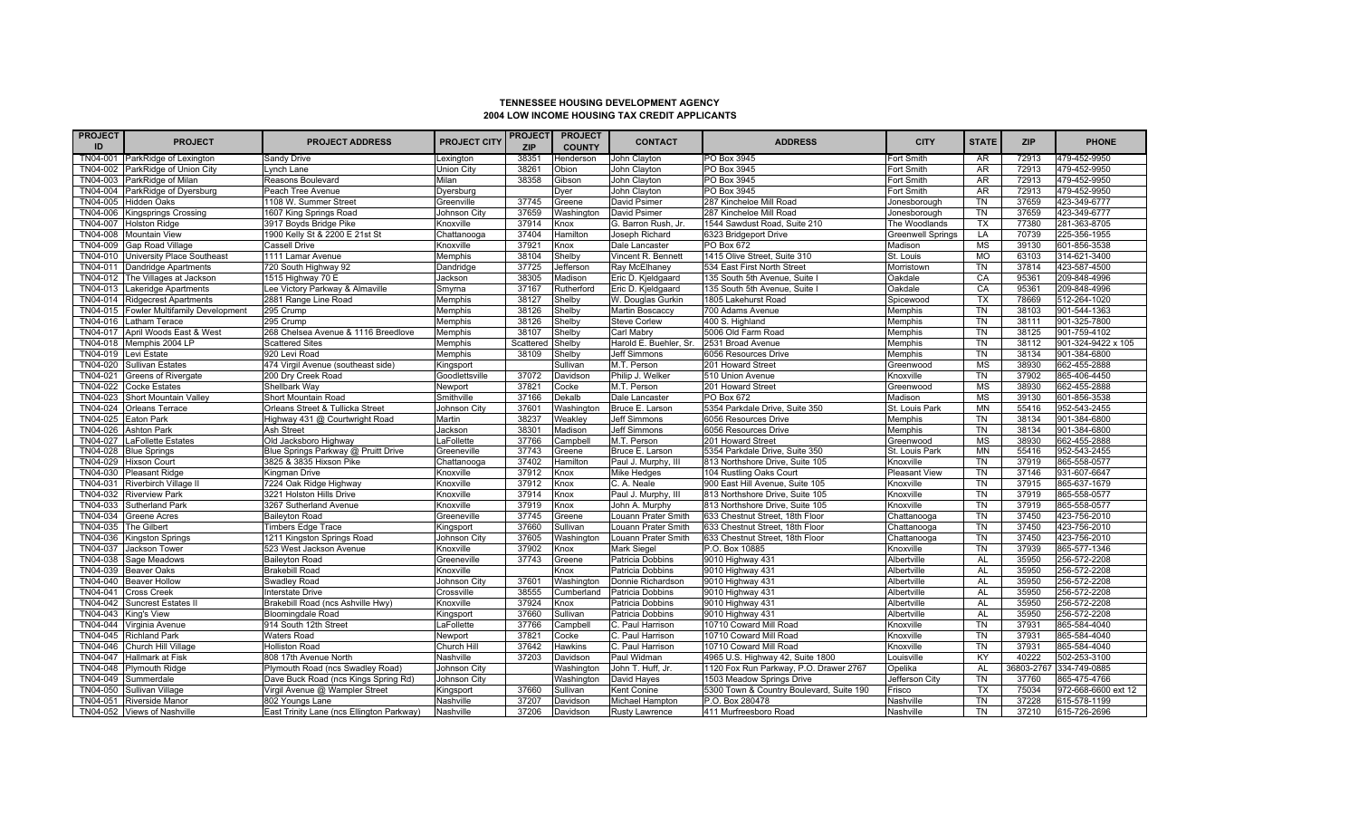# TENNESSEE HOUSING DEVELOPMENT AGENCY
## 2004 LOW INCOME HOUSING TAX CREDIT APPLICANTS

| PROJECT ID | PROJECT | PROJECT ADDRESS | PROJECT CITY | PROJECT ZIP | PROJECT COUNTY | CONTACT | ADDRESS | CITY | STATE | ZIP | PHONE |
|---|---|---|---|---|---|---|---|---|---|---|---|
| TN04-001 | ParkRidge of Lexington | Sandy Drive | Lexington | 38351 | Henderson | John Clayton | PO Box 3945 | Fort Smith | AR | 72913 | 479-452-9950 |
| TN04-002 | ParkRidge of Union City | Lynch Lane | Union City | 38261 | Obion | John Clayton | PO Box 3945 | Fort Smith | AR | 72913 | 479-452-9950 |
| TN04-003 | ParkRidge of Milan | Reasons Boulevard | Milan | 38358 | Gibson | John Clayton | PO Box 3945 | Fort Smith | AR | 72913 | 479-452-9950 |
| TN04-004 | ParkRidge of Dyersburg | Peach Tree Avenue | Dyersburg | | Dyer | John Clayton | PO Box 3945 | Fort Smith | AR | 72913 | 479-452-9950 |
| TN04-005 | Hidden Oaks | 1108 W. Summer Street | Greenville | 37745 | Greene | David Psimer | 287 Kincheloe Mill Road | Jonesborough | TN | 37659 | 423-349-6777 |
| TN04-006 | Kingsprings Crossing | 1607 King Springs Road | Johnson City | 37659 | Washington | David Psimer | 287 Kincheloe Mill Road | Jonesborough | TN | 37659 | 423-349-6777 |
| TN04-007 | Holston Ridge | 3917 Boyds Bridge Pike | Knoxville | 37914 | Knox | G. Barron Rush, Jr. | 1544 Sawdust Road, Suite 210 | The Woodlands | TX | 77380 | 281-363-8705 |
| TN04-008 | Mountain View | 1900 Kelly St & 2200 E 21st St | Chattanooga | 37404 | Hamilton | Joseph Richard | 6323 Bridgeport Drive | Greenwell Springs | LA | 70739 | 225-356-1955 |
| TN04-009 | Gap Road Village | Cassell Drive | Knoxville | 37921 | Knox | Dale Lancaster | PO Box 672 | Madison | MS | 39130 | 601-856-3538 |
| TN04-010 | University Place Southeast | 1111 Lamar Avenue | Memphis | 38104 | Shelby | Vincent R. Bennett | 1415 Olive Street, Suite 310 | St. Louis | MO | 63103 | 314-621-3400 |
| TN04-011 | Dandridge Apartments | 720 South Highway 92 | Dandridge | 37725 | Jefferson | Ray McElhaney | 534 East First North Street | Morristown | TN | 37814 | 423-587-4500 |
| TN04-012 | The Villages at Jackson | 1515 Highway 70 E | Jackson | 38305 | Madison | Eric D. Kjeldgaard | 135 South 5th Avenue, Suite I | Oakdale | CA | 95361 | 209-848-4996 |
| TN04-013 | Lakeridge Apartments | Lee Victory Parkway & Almaville | Smyrna | 37167 | Rutherford | Eric D. Kjeldgaard | 135 South 5th Avenue, Suite I | Oakdale | CA | 95361 | 209-848-4996 |
| TN04-014 | Ridgecrest Apartments | 2881 Range Line Road | Memphis | 38127 | Shelby | W. Douglas Gurkin | 1805 Lakehurst Road | Spicewood | TX | 78669 | 512-264-1020 |
| TN04-015 | Fowler Multifamily Development | 295 Crump | Memphis | 38126 | Shelby | Martin Boscaccy | 700 Adams Avenue | Memphis | TN | 38103 | 901-544-1363 |
| TN04-016 | Latham Terace | 295 Crump | Memphis | 38126 | Shelby | Steve Corlew | 400 S. Highland | Memphis | TN | 38111 | 901-325-7800 |
| TN04-017 | April Woods East & West | 268 Chelsea Avenue & 1116 Breedlove | Memphis | 38107 | Shelby | Carl Mabry | 5006 Old Farm Road | Memphis | TN | 38125 | 901-759-4102 |
| TN04-018 | Memphis 2004 LP | Scattered Sites | Memphis | Scattered | Shelby | Harold E. Buehler, Sr. | 2531 Broad Avenue | Memphis | TN | 38112 | 901-324-9422 x 105 |
| TN04-019 | Levi Estate | 920 Levi Road | Memphis | 38109 | Shelby | Jeff Simmons | 6056 Resources Drive | Memphis | TN | 38134 | 901-384-6800 |
| TN04-020 | Sullivan Estates | 474 Virgil Avenue (southeast side) | Kingsport | | Sullivan | M.T. Person | 201 Howard Street | Greenwood | MS | 38930 | 662-455-2888 |
| TN04-021 | Greens of Rivergate | 200 Dry Creek Road | Goodlettsville | 37072 | Davidson | Philip J. Welker | 510 Union Avenue | Knoxville | TN | 37902 | 865-406-4450 |
| TN04-022 | Cocke Estates | Shellbark Way | Newport | 37821 | Cocke | M.T. Person | 201 Howard Street | Greenwood | MS | 38930 | 662-455-2888 |
| TN04-023 | Short Mountain Valley | Short Mountain Road | Smithville | 37166 | Dekalb | Dale Lancaster | PO Box 672 | Madison | MS | 39130 | 601-856-3538 |
| TN04-024 | Orleans Terrace | Orleans Street & Tullicka Street | Johnson City | 37601 | Washington | Bruce E. Larson | 5354 Parkdale Drive, Suite 350 | St. Louis Park | MN | 55416 | 952-543-2455 |
| TN04-025 | Eaton Park | Highway 431 @ Courtwright Road | Martin | 38237 | Weakley | Jeff Simmons | 6056 Resources Drive | Memphis | TN | 38134 | 901-384-6800 |
| TN04-026 | Ashton Park | Ash Street | Jackson | 38301 | Madison | Jeff Simmons | 6056 Resources Drive | Memphis | TN | 38134 | 901-384-6800 |
| TN04-027 | LaFollette Estates | Old Jacksboro Highway | LaFollette | 37766 | Campbell | M.T. Person | 201 Howard Street | Greenwood | MS | 38930 | 662-455-2888 |
| TN04-028 | Blue Springs | Blue Springs Parkway @ Pruitt Drive | Greeneville | 37743 | Greene | Bruce E. Larson | 5354 Parkdale Drive, Suite 350 | St. Louis Park | MN | 55416 | 952-543-2455 |
| TN04-029 | Hixson Court | 3825 & 3835 Hixson Pike | Chattanooga | 37402 | Hamilton | Paul J. Murphy, III | 813 Northshore Drive, Suite 105 | Knoxville | TN | 37919 | 865-558-0577 |
| TN04-030 | Pleasant Ridge | Kingman Drive | Knoxville | 37912 | Knox | Mike Hedges | 104 Rustling Oaks Court | Pleasant View | TN | 37146 | 931-607-6647 |
| TN04-031 | Riverbirch Village II | 7224 Oak Ridge Highway | Knoxville | 37912 | Knox | C. A. Neale | 900 East Hill Avenue, Suite 105 | Knoxville | TN | 37915 | 865-637-1679 |
| TN04-032 | Riverview Park | 3221 Holston Hills Drive | Knoxville | 37914 | Knox | Paul J. Murphy, III | 813 Northshore Drive, Suite 105 | Knoxville | TN | 37919 | 865-558-0577 |
| TN04-033 | Sutherland Park | 3267 Sutherland Avenue | Knoxville | 37919 | Knox | John A. Murphy | 813 Northshore Drive, Suite 105 | Knoxville | TN | 37919 | 865-558-0577 |
| TN04-034 | Greene Acres | Baileyton Road | Greeneville | 37745 | Greene | Louann Prater Smith | 633 Chestnut Street, 18th Floor | Chattanooga | TN | 37450 | 423-756-2010 |
| TN04-035 | The Gilbert | Timbers Edge Trace | Kingsport | 37660 | Sullivan | Louann Prater Smith | 633 Chestnut Street, 18th Floor | Chattanooga | TN | 37450 | 423-756-2010 |
| TN04-036 | Kingston Springs | 1211 Kingston Springs Road | Johnson City | 37605 | Washington | Louann Prater Smith | 633 Chestnut Street, 18th Floor | Chattanooga | TN | 37450 | 423-756-2010 |
| TN04-037 | Jackson Tower | 523 West Jackson Avenue | Knoxville | 37902 | Knox | Mark Siegel | P.O. Box 10885 | Knoxville | TN | 37939 | 865-577-1346 |
| TN04-038 | Sage Meadows | Baileyton Road | Greeneville | 37743 | Greene | Patricia Dobbins | 9010 Highway 431 | Albertville | AL | 35950 | 256-572-2208 |
| TN04-039 | Beaver Oaks | Brakebill Road | Knoxville | | Knox | Patricia Dobbins | 9010 Highway 431 | Albertville | AL | 35950 | 256-572-2208 |
| TN04-040 | Beaver Hollow | Swadley Road | Johnson City | 37601 | Washington | Donnie Richardson | 9010 Highway 431 | Albertville | AL | 35950 | 256-572-2208 |
| TN04-041 | Cross Creek | Interstate Drive | Crossville | 38555 | Cumberland | Patricia Dobbins | 9010 Highway 431 | Albertville | AL | 35950 | 256-572-2208 |
| TN04-042 | Suncrest Estates II | Brakebill Road (ncs Ashville Hwy) | Knoxville | 37924 | Knox | Patricia Dobbins | 9010 Highway 431 | Albertville | AL | 35950 | 256-572-2208 |
| TN04-043 | King's View | Bloomingdale Road | Kingsport | 37660 | Sullivan | Patricia Dobbins | 9010 Highway 431 | Albertville | AL | 35950 | 256-572-2208 |
| TN04-044 | Virginia Avenue | 914 South 12th Street | LaFollette | 37766 | Campbell | C. Paul Harrison | 10710 Coward Mill Road | Knoxville | TN | 37931 | 865-584-4040 |
| TN04-045 | Richland Park | Waters Road | Newport | 37821 | Cocke | C. Paul Harrison | 10710 Coward Mill Road | Knoxville | TN | 37931 | 865-584-4040 |
| TN04-046 | Church Hill Village | Holliston Road | Church Hill | 37642 | Hawkins | C. Paul Harrison | 10710 Coward Mill Road | Knoxville | TN | 37931 | 865-584-4040 |
| TN04-047 | Hallmark at Fisk | 808 17th Avenue North | Nashville | 37203 | Davidson | Paul Widman | 4965 U.S. Highway 42, Suite 1800 | Louisville | KY | 40222 | 502-253-3100 |
| TN04-048 | Plymouth Ridge | Plymouth Road (ncs Swadley Road) | Johnson City | | Washington | John T. Huff, Jr. | 1120 Fox Run Parkway, P.O. Drawer 2767 | Opelika | AL | 36803-2767 | 334-749-0885 |
| TN04-049 | Summerdale | Dave Buck Road (ncs Kings Spring Rd) | Johnson City | | Washington | David Hayes | 1503 Meadow Springs Drive | Jefferson City | TN | 37760 | 865-475-4766 |
| TN04-050 | Sullivan Village | Virgil Avenue @ Wampler Street | Kingsport | 37660 | Sullivan | Kent Conine | 5300 Town & Country Boulevard, Suite 190 | Frisco | TX | 75034 | 972-668-6600 ext 12 |
| TN04-051 | Riverside Manor | 802 Youngs Lane | Nashville | 37207 | Davidson | Michael Hampton | P.O. Box 280478 | Nashville | TN | 37228 | 615-578-1199 |
| TN04-052 | Views of Nashville | East Trinity Lane (ncs Ellington Parkway) | Nashville | 37206 | Davidson | Rusty Lawrence | 411 Murfreesboro Road | Nashville | TN | 37210 | 615-726-2696 |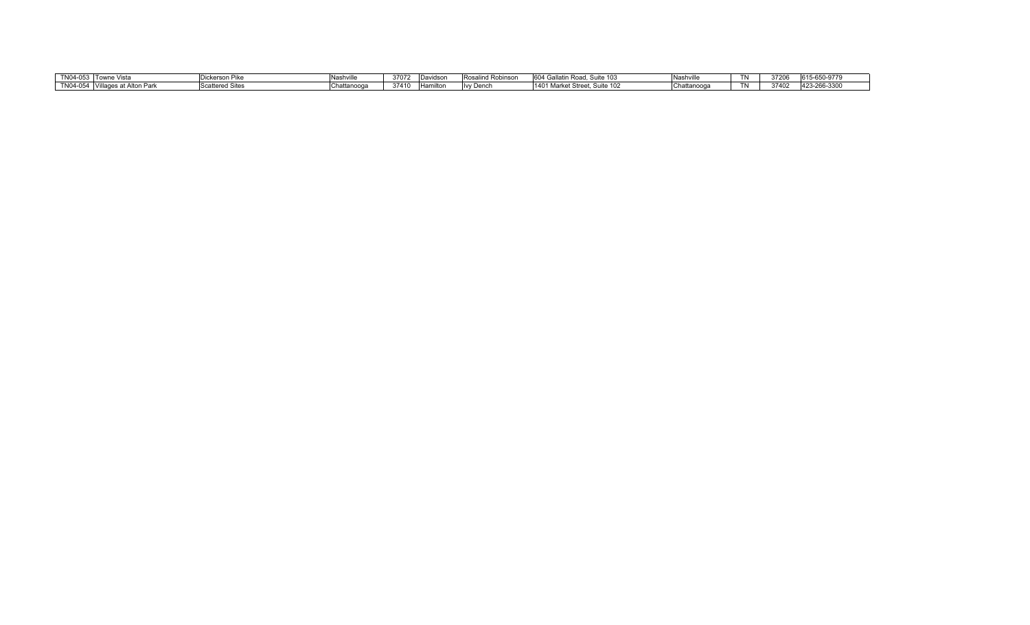| | | | | | | | | | | | |
|---|---|---|---|---|---|---|---|---|---|---|---|
| TN04-053 | Towne Vista | Dickerson Pike | Nashville | 37072 | Davidson | Rosalind Robinson | 604 Gallatin Road, Suite 103 | Nashville | TN | 37206 | 615-650-9779 |
| TN04-054 | Villages at Alton Park | Scattered Sites | Chattanooga | 37410 | Hamilton | Ivy Dench | 1401 Market Street, Suite 102 | Chattanooga | TN | 37402 | 423-266-3300 |